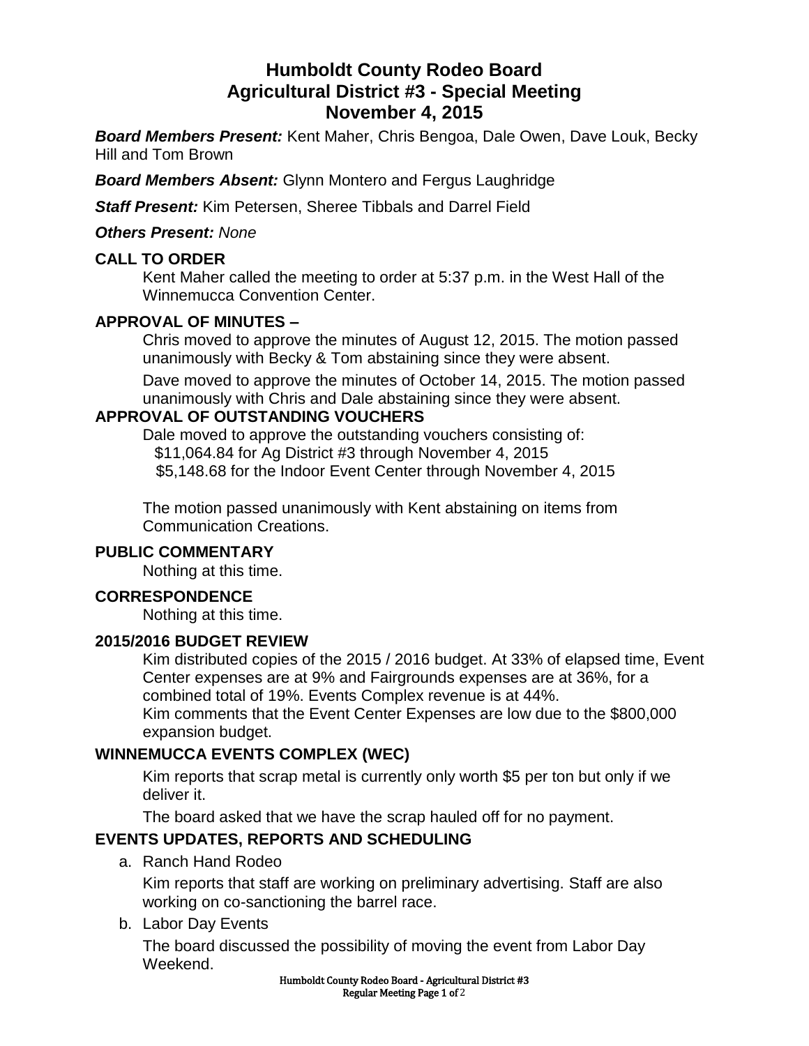# Humboldt County Rodeo Board
# Agricultural District #3 - Special Meeting
# November 4, 2015

***Board Members Present:*** Kent Maher, Chris Bengoa, Dale Owen, Dave Louk, Becky Hill and Tom Brown

***Board Members Absent:*** Glynn Montero and Fergus Laughridge

***Staff Present:*** Kim Petersen, Sheree Tibbals and Darrel Field

***Others Present:*** *None*

## CALL TO ORDER

Kent Maher called the meeting to order at 5:37 p.m. in the West Hall of the Winnemucca Convention Center.

## APPROVAL OF MINUTES –

Chris moved to approve the minutes of August 12, 2015. The motion passed unanimously with Becky & Tom abstaining since they were absent.

Dave moved to approve the minutes of October 14, 2015. The motion passed unanimously with Chris and Dale abstaining since they were absent.

## APPROVAL OF OUTSTANDING VOUCHERS

Dale moved to approve the outstanding vouchers consisting of:
$11,064.84 for Ag District #3 through November 4, 2015
$5,148.68 for the Indoor Event Center through November 4, 2015

The motion passed unanimously with Kent abstaining on items from Communication Creations.

## PUBLIC COMMENTARY

Nothing at this time.

## CORRESPONDENCE

Nothing at this time.

## 2015/2016 BUDGET REVIEW

Kim distributed copies of the 2015 / 2016 budget. At 33% of elapsed time, Event Center expenses are at 9% and Fairgrounds expenses are at 36%, for a combined total of 19%. Events Complex revenue is at 44%.
Kim comments that the Event Center Expenses are low due to the $800,000 expansion budget.

## WINNEMUCCA EVENTS COMPLEX (WEC)

Kim reports that scrap metal is currently only worth $5 per ton but only if we deliver it.

The board asked that we have the scrap hauled off for no payment.

## EVENTS UPDATES, REPORTS AND SCHEDULING

a. Ranch Hand Rodeo

   Kim reports that staff are working on preliminary advertising. Staff are also working on co-sanctioning the barrel race.

b. Labor Day Events

   The board discussed the possibility of moving the event from Labor Day Weekend.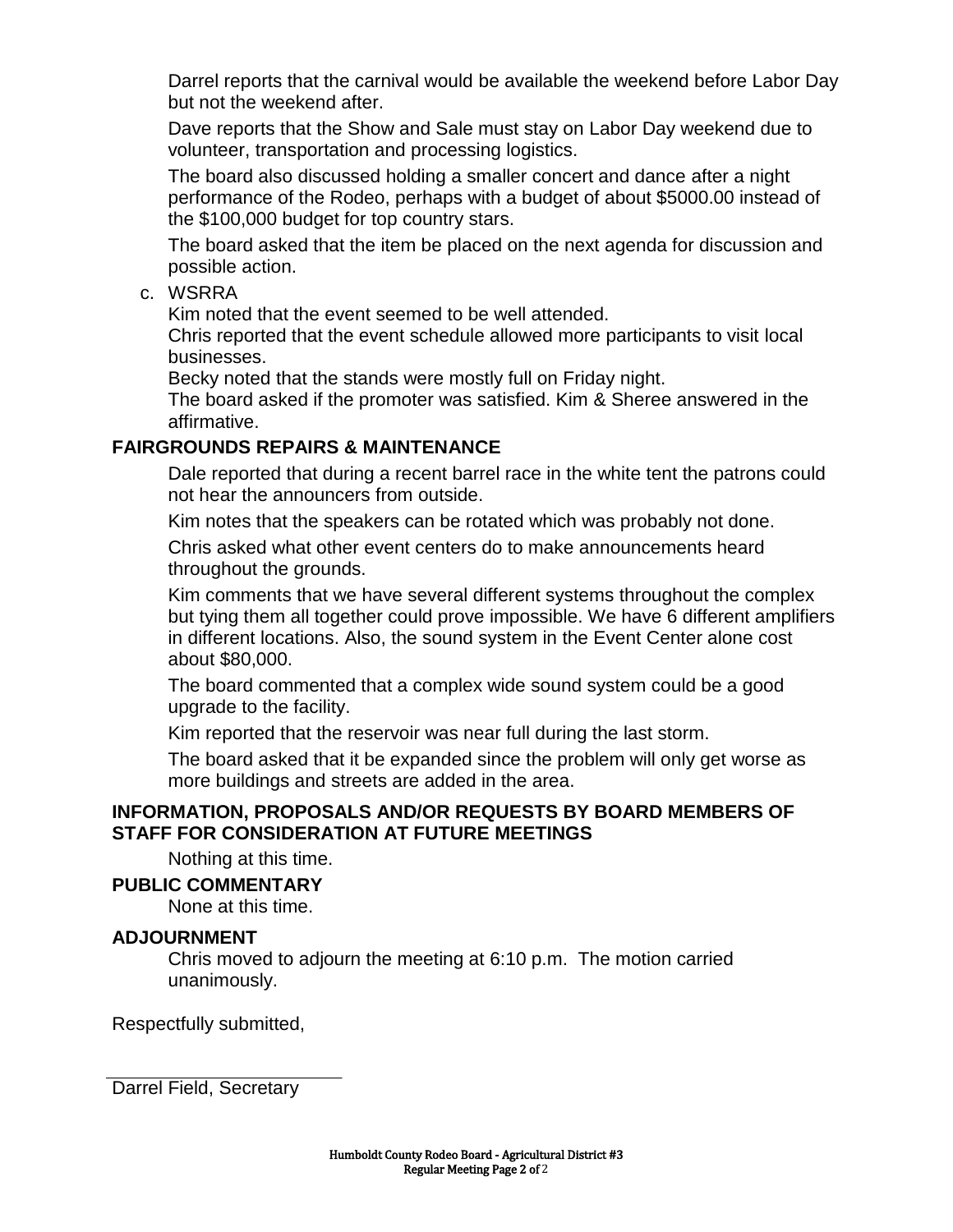Darrel reports that the carnival would be available the weekend before Labor Day but not the weekend after.

Dave reports that the Show and Sale must stay on Labor Day weekend due to volunteer, transportation and processing logistics.

The board also discussed holding a smaller concert and dance after a night performance of the Rodeo, perhaps with a budget of about $5000.00 instead of the $100,000 budget for top country stars.

The board asked that the item be placed on the next agenda for discussion and possible action.

c. WSRRA

Kim noted that the event seemed to be well attended.
Chris reported that the event schedule allowed more participants to visit local businesses.
Becky noted that the stands were mostly full on Friday night.
The board asked if the promoter was satisfied. Kim & Sheree answered in the affirmative.

**FAIRGROUNDS REPAIRS & MAINTENANCE**

Dale reported that during a recent barrel race in the white tent the patrons could not hear the announcers from outside.

Kim notes that the speakers can be rotated which was probably not done.

Chris asked what other event centers do to make announcements heard throughout the grounds.

Kim comments that we have several different systems throughout the complex but tying them all together could prove impossible. We have 6 different amplifiers in different locations. Also, the sound system in the Event Center alone cost about $80,000.

The board commented that a complex wide sound system could be a good upgrade to the facility.

Kim reported that the reservoir was near full during the last storm.

The board asked that it be expanded since the problem will only get worse as more buildings and streets are added in the area.

**INFORMATION, PROPOSALS AND/OR REQUESTS BY BOARD MEMBERS OF STAFF FOR CONSIDERATION AT FUTURE MEETINGS**

Nothing at this time.

**PUBLIC COMMENTARY**

None at this time.

**ADJOURNMENT**

Chris moved to adjourn the meeting at 6:10 p.m. The motion carried unanimously.

Respectfully submitted,

Darrel Field, Secretary